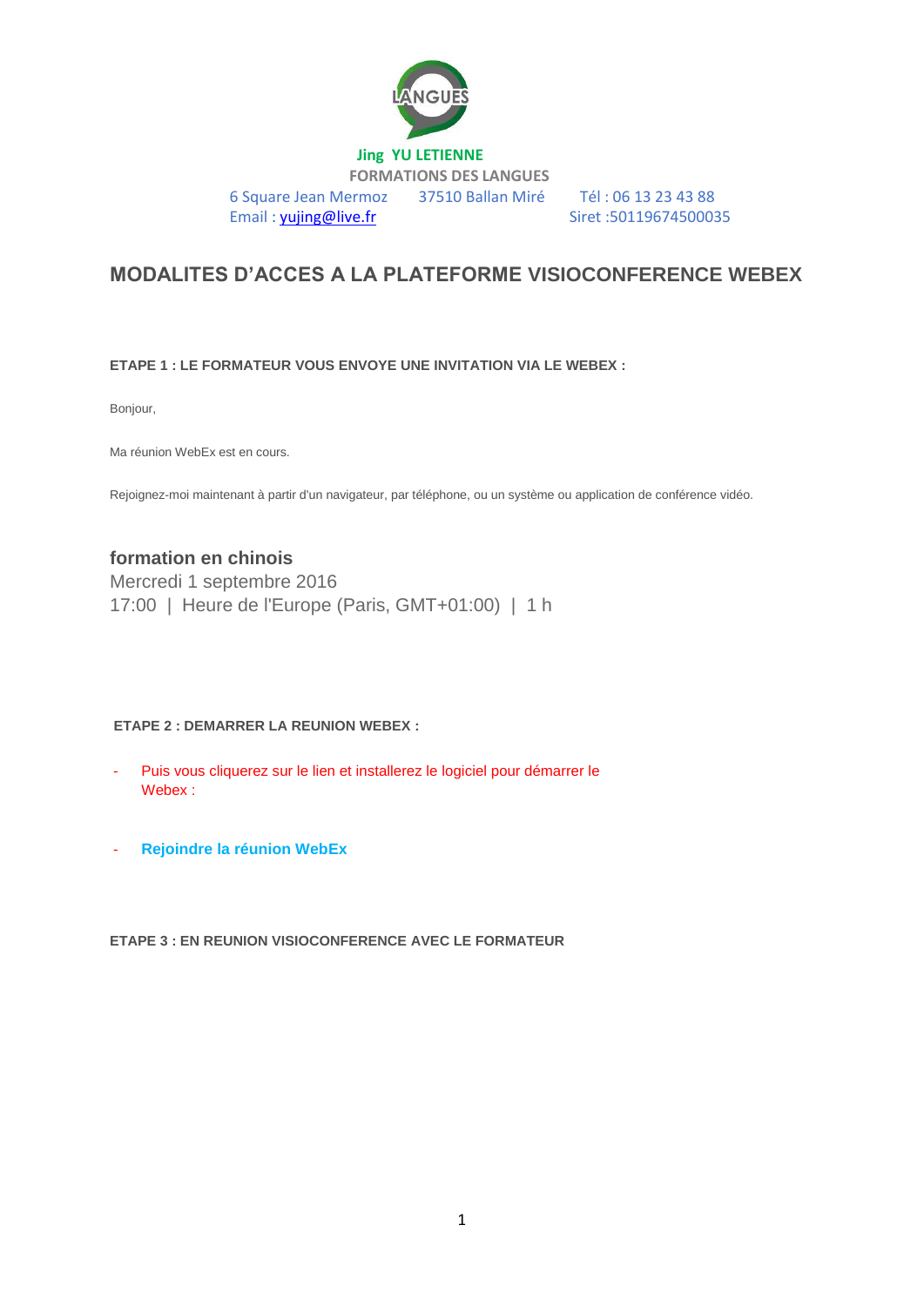LANGUES

**Jing YU LETIENNE**

**FORMATIONS DES LANGUES**

6 Square Jean Mermoz  37510 Ballan Miré  Tél : 06 13 23 43 88

Email : yujing@live.fr  Siret :50119674500035

# MODALITES D'ACCES A LA PLATEFORME VISIOCONFERENCE WEBEX

**ETAPE 1 : LE FORMATEUR VOUS ENVOYE UNE INVITATION VIA LE WEBEX :**

Bonjour,

Ma réunion WebEx est en cours.

Rejoignez-moi maintenant à partir d'un navigateur, par téléphone, ou un système ou application de conférence vidéo.

**formation en chinois**

Mercredi 1 septembre 2016

17:00 | Heure de l'Europe (Paris, GMT+01:00) | 1 h

**ETAPE 2 : DEMARRER LA REUNION WEBEX :**

- Puis vous cliquerez sur le lien et installerez le logiciel pour démarrer le Webex :
- **Rejoindre la réunion WebEx**

**ETAPE 3 : EN REUNION VISIOCONFERENCE AVEC LE FORMATEUR**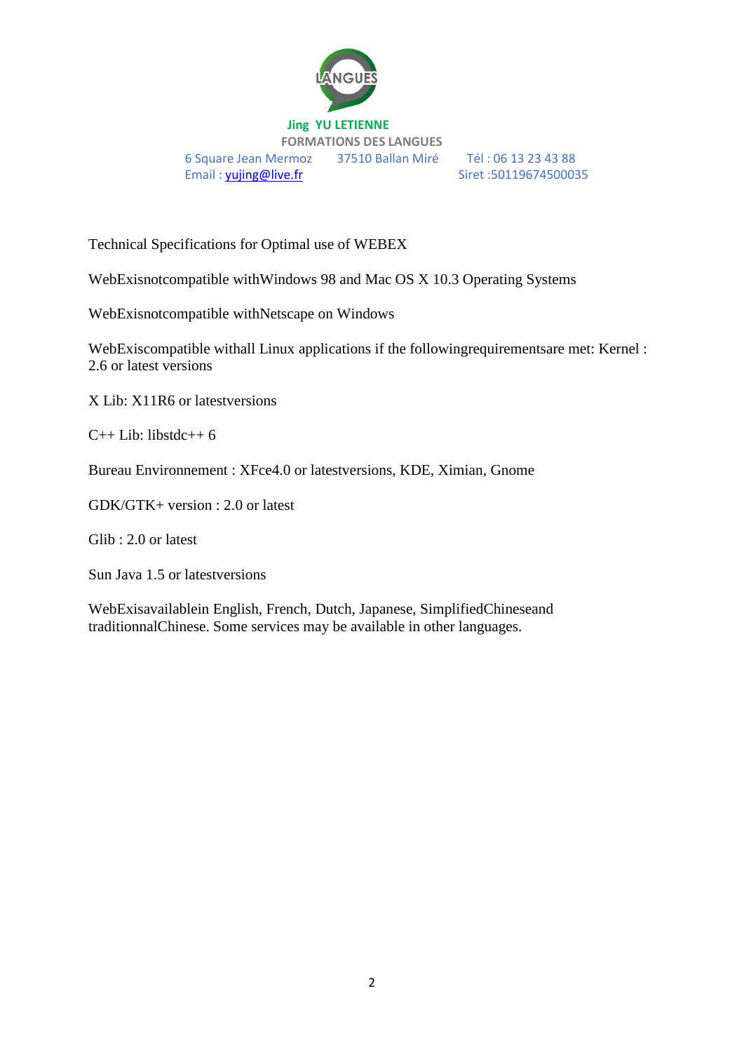**Jing YU LETIENNE**

**FORMATIONS DES LANGUES**

6 Square Jean Mermoz 37510 Ballan Miré Tél : 06 13 23 43 88

Email : yujing@live.fr Siret :50119674500035

Technical Specifications for Optimal use of WEBEX

WebExisnotcompatible withWindows 98 and Mac OS X 10.3 Operating Systems

WebExisnotcompatible withNetscape on Windows

WebExiscompatible withall Linux applications if the followingrequirementsare met: Kernel : 2.6 or latest versions

X Lib: X11R6 or latestversions

C++ Lib: libstdc++ 6

Bureau Environnement : XFce4.0 or latestversions, KDE, Ximian, Gnome

GDK/GTK+ version : 2.0 or latest

Glib : 2.0 or latest

Sun Java 1.5 or latestversions

WebExisavailablein English, French, Dutch, Japanese, SimplifiedChineseand traditionnalChinese. Some services may be available in other languages.